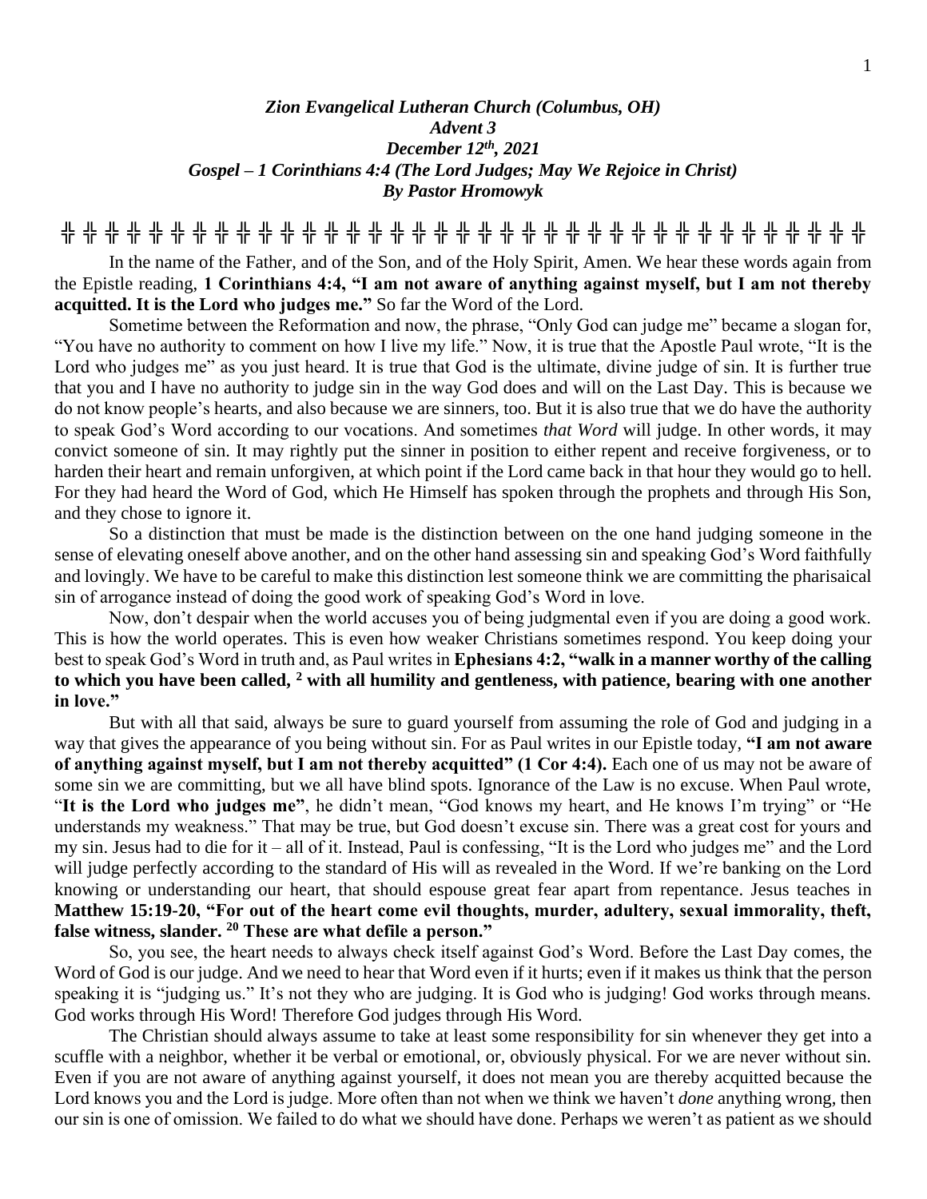***Zion Evangelical Lutheran Church (Columbus, OH)***
***Advent 3***
***December 12th, 2021***
***Gospel – 1 Corinthians 4:4 (The Lord Judges; May We Rejoice in Christ)***
***By Pastor Hromowyk***

╬ ╬ ╬ ╬ ╬ ╬ ╬ ╬ ╬ ╬ ╬ ╬ ╬ ╬ ╬ ╬ ╬ ╬ ╬ ╬ ╬ ╬ ╬ ╬ ╬ ╬ ╬ ╬ ╬ ╬ ╬ ╬ ╬ ╬ ╬ ╬ ╬ ╬

In the name of the Father, and of the Son, and of the Holy Spirit, Amen. We hear these words again from the Epistle reading, **1 Corinthians 4:4, "I am not aware of anything against myself, but I am not thereby acquitted. It is the Lord who judges me."** So far the Word of the Lord.

Sometime between the Reformation and now, the phrase, "Only God can judge me" became a slogan for, "You have no authority to comment on how I live my life." Now, it is true that the Apostle Paul wrote, "It is the Lord who judges me" as you just heard. It is true that God is the ultimate, divine judge of sin. It is further true that you and I have no authority to judge sin in the way God does and will on the Last Day. This is because we do not know people's hearts, and also because we are sinners, too. But it is also true that we do have the authority to speak God's Word according to our vocations. And sometimes *that Word* will judge. In other words, it may convict someone of sin. It may rightly put the sinner in position to either repent and receive forgiveness, or to harden their heart and remain unforgiven, at which point if the Lord came back in that hour they would go to hell. For they had heard the Word of God, which He Himself has spoken through the prophets and through His Son, and they chose to ignore it.

So a distinction that must be made is the distinction between on the one hand judging someone in the sense of elevating oneself above another, and on the other hand assessing sin and speaking God's Word faithfully and lovingly. We have to be careful to make this distinction lest someone think we are committing the pharisaical sin of arrogance instead of doing the good work of speaking God's Word in love.

Now, don't despair when the world accuses you of being judgmental even if you are doing a good work. This is how the world operates. This is even how weaker Christians sometimes respond. You keep doing your best to speak God's Word in truth and, as Paul writes in **Ephesians 4:2, "walk in a manner worthy of the calling to which you have been called, [2] with all humility and gentleness, with patience, bearing with one another in love."**

But with all that said, always be sure to guard yourself from assuming the role of God and judging in a way that gives the appearance of you being without sin. For as Paul writes in our Epistle today, **"I am not aware of anything against myself, but I am not thereby acquitted" (1 Cor 4:4).** Each one of us may not be aware of some sin we are committing, but we all have blind spots. Ignorance of the Law is no excuse. When Paul wrote, "**It is the Lord who judges me"**, he didn't mean, "God knows my heart, and He knows I'm trying" or "He understands my weakness." That may be true, but God doesn't excuse sin. There was a great cost for yours and my sin. Jesus had to die for it – all of it. Instead, Paul is confessing, "It is the Lord who judges me" and the Lord will judge perfectly according to the standard of His will as revealed in the Word. If we're banking on the Lord knowing or understanding our heart, that should espouse great fear apart from repentance. Jesus teaches in **Matthew 15:19-20, "For out of the heart come evil thoughts, murder, adultery, sexual immorality, theft, false witness, slander. [20] These are what defile a person."**

So, you see, the heart needs to always check itself against God's Word. Before the Last Day comes, the Word of God is our judge. And we need to hear that Word even if it hurts; even if it makes us think that the person speaking it is "judging us." It's not they who are judging. It is God who is judging! God works through means. God works through His Word! Therefore God judges through His Word.

The Christian should always assume to take at least some responsibility for sin whenever they get into a scuffle with a neighbor, whether it be verbal or emotional, or, obviously physical. For we are never without sin. Even if you are not aware of anything against yourself, it does not mean you are thereby acquitted because the Lord knows you and the Lord is judge. More often than not when we think we haven't *done* anything wrong, then our sin is one of omission. We failed to do what we should have done. Perhaps we weren't as patient as we should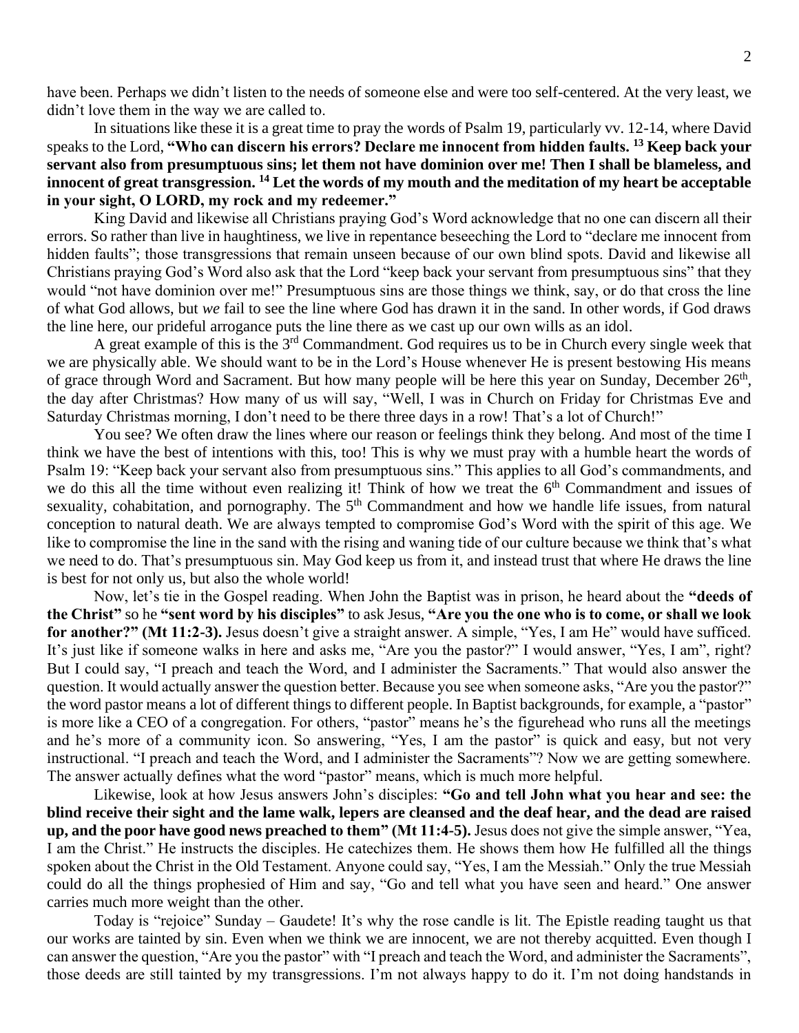have been. Perhaps we didn't listen to the needs of someone else and were too self-centered. At the very least, we didn't love them in the way we are called to.

In situations like these it is a great time to pray the words of Psalm 19, particularly vv. 12-14, where David speaks to the Lord, **"Who can discern his errors? Declare me innocent from hidden faults. 13 Keep back your servant also from presumptuous sins; let them not have dominion over me! Then I shall be blameless, and innocent of great transgression. 14 Let the words of my mouth and the meditation of my heart be acceptable in your sight, O LORD, my rock and my redeemer."**

King David and likewise all Christians praying God's Word acknowledge that no one can discern all their errors. So rather than live in haughtiness, we live in repentance beseeching the Lord to "declare me innocent from hidden faults"; those transgressions that remain unseen because of our own blind spots. David and likewise all Christians praying God's Word also ask that the Lord "keep back your servant from presumptuous sins" that they would "not have dominion over me!" Presumptuous sins are those things we think, say, or do that cross the line of what God allows, but *we* fail to see the line where God has drawn it in the sand. In other words, if God draws the line here, our prideful arrogance puts the line there as we cast up our own wills as an idol.

A great example of this is the 3rd Commandment. God requires us to be in Church every single week that we are physically able. We should want to be in the Lord's House whenever He is present bestowing His means of grace through Word and Sacrament. But how many people will be here this year on Sunday, December 26th, the day after Christmas? How many of us will say, "Well, I was in Church on Friday for Christmas Eve and Saturday Christmas morning, I don't need to be there three days in a row! That's a lot of Church!"

You see? We often draw the lines where our reason or feelings think they belong. And most of the time I think we have the best of intentions with this, too! This is why we must pray with a humble heart the words of Psalm 19: "Keep back your servant also from presumptuous sins." This applies to all God's commandments, and we do this all the time without even realizing it! Think of how we treat the 6th Commandment and issues of sexuality, cohabitation, and pornography. The 5th Commandment and how we handle life issues, from natural conception to natural death. We are always tempted to compromise God's Word with the spirit of this age. We like to compromise the line in the sand with the rising and waning tide of our culture because we think that's what we need to do. That's presumptuous sin. May God keep us from it, and instead trust that where He draws the line is best for not only us, but also the whole world!

Now, let's tie in the Gospel reading. When John the Baptist was in prison, he heard about the **"deeds of the Christ"** so he **"sent word by his disciples"** to ask Jesus, **"Are you the one who is to come, or shall we look for another?" (Mt 11:2-3).** Jesus doesn't give a straight answer. A simple, "Yes, I am He" would have sufficed. It's just like if someone walks in here and asks me, "Are you the pastor?" I would answer, "Yes, I am", right? But I could say, "I preach and teach the Word, and I administer the Sacraments." That would also answer the question. It would actually answer the question better. Because you see when someone asks, "Are you the pastor?" the word pastor means a lot of different things to different people. In Baptist backgrounds, for example, a "pastor" is more like a CEO of a congregation. For others, "pastor" means he's the figurehead who runs all the meetings and he's more of a community icon. So answering, "Yes, I am the pastor" is quick and easy, but not very instructional. "I preach and teach the Word, and I administer the Sacraments"? Now we are getting somewhere. The answer actually defines what the word "pastor" means, which is much more helpful.

Likewise, look at how Jesus answers John's disciples: **"Go and tell John what you hear and see: the blind receive their sight and the lame walk, lepers are cleansed and the deaf hear, and the dead are raised up, and the poor have good news preached to them" (Mt 11:4-5).** Jesus does not give the simple answer, "Yea, I am the Christ." He instructs the disciples. He catechizes them. He shows them how He fulfilled all the things spoken about the Christ in the Old Testament. Anyone could say, "Yes, I am the Messiah." Only the true Messiah could do all the things prophesied of Him and say, "Go and tell what you have seen and heard." One answer carries much more weight than the other.

Today is "rejoice" Sunday – Gaudete! It's why the rose candle is lit. The Epistle reading taught us that our works are tainted by sin. Even when we think we are innocent, we are not thereby acquitted. Even though I can answer the question, "Are you the pastor" with "I preach and teach the Word, and administer the Sacraments", those deeds are still tainted by my transgressions. I'm not always happy to do it. I'm not doing handstands in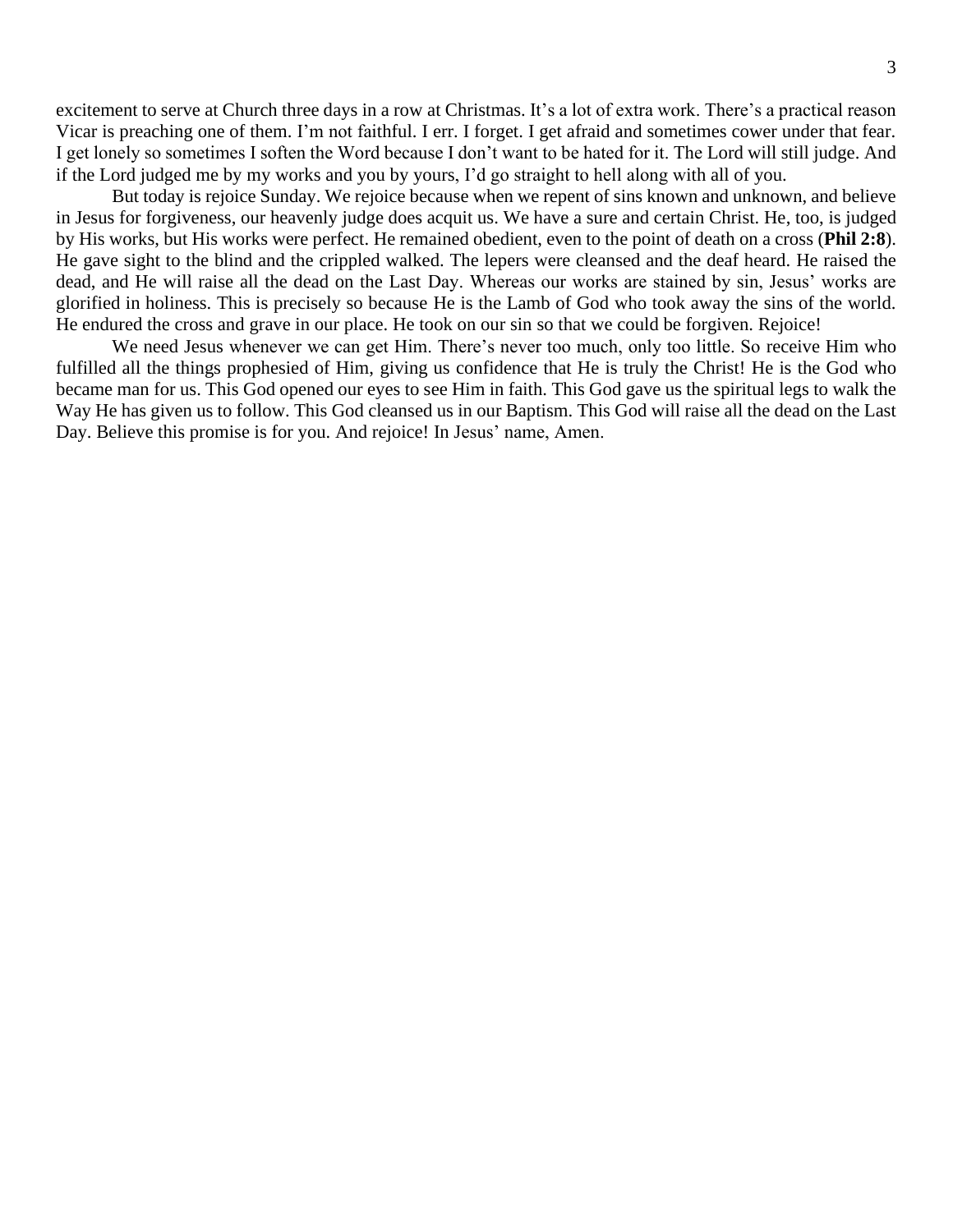excitement to serve at Church three days in a row at Christmas. It's a lot of extra work. There's a practical reason Vicar is preaching one of them. I'm not faithful. I err. I forget. I get afraid and sometimes cower under that fear. I get lonely so sometimes I soften the Word because I don't want to be hated for it. The Lord will still judge. And if the Lord judged me by my works and you by yours, I'd go straight to hell along with all of you.

But today is rejoice Sunday. We rejoice because when we repent of sins known and unknown, and believe in Jesus for forgiveness, our heavenly judge does acquit us. We have a sure and certain Christ. He, too, is judged by His works, but His works were perfect. He remained obedient, even to the point of death on a cross (**Phil 2:8**). He gave sight to the blind and the crippled walked. The lepers were cleansed and the deaf heard. He raised the dead, and He will raise all the dead on the Last Day. Whereas our works are stained by sin, Jesus' works are glorified in holiness. This is precisely so because He is the Lamb of God who took away the sins of the world. He endured the cross and grave in our place. He took on our sin so that we could be forgiven. Rejoice!

We need Jesus whenever we can get Him. There's never too much, only too little. So receive Him who fulfilled all the things prophesied of Him, giving us confidence that He is truly the Christ! He is the God who became man for us. This God opened our eyes to see Him in faith. This God gave us the spiritual legs to walk the Way He has given us to follow. This God cleansed us in our Baptism. This God will raise all the dead on the Last Day. Believe this promise is for you. And rejoice! In Jesus' name, Amen.